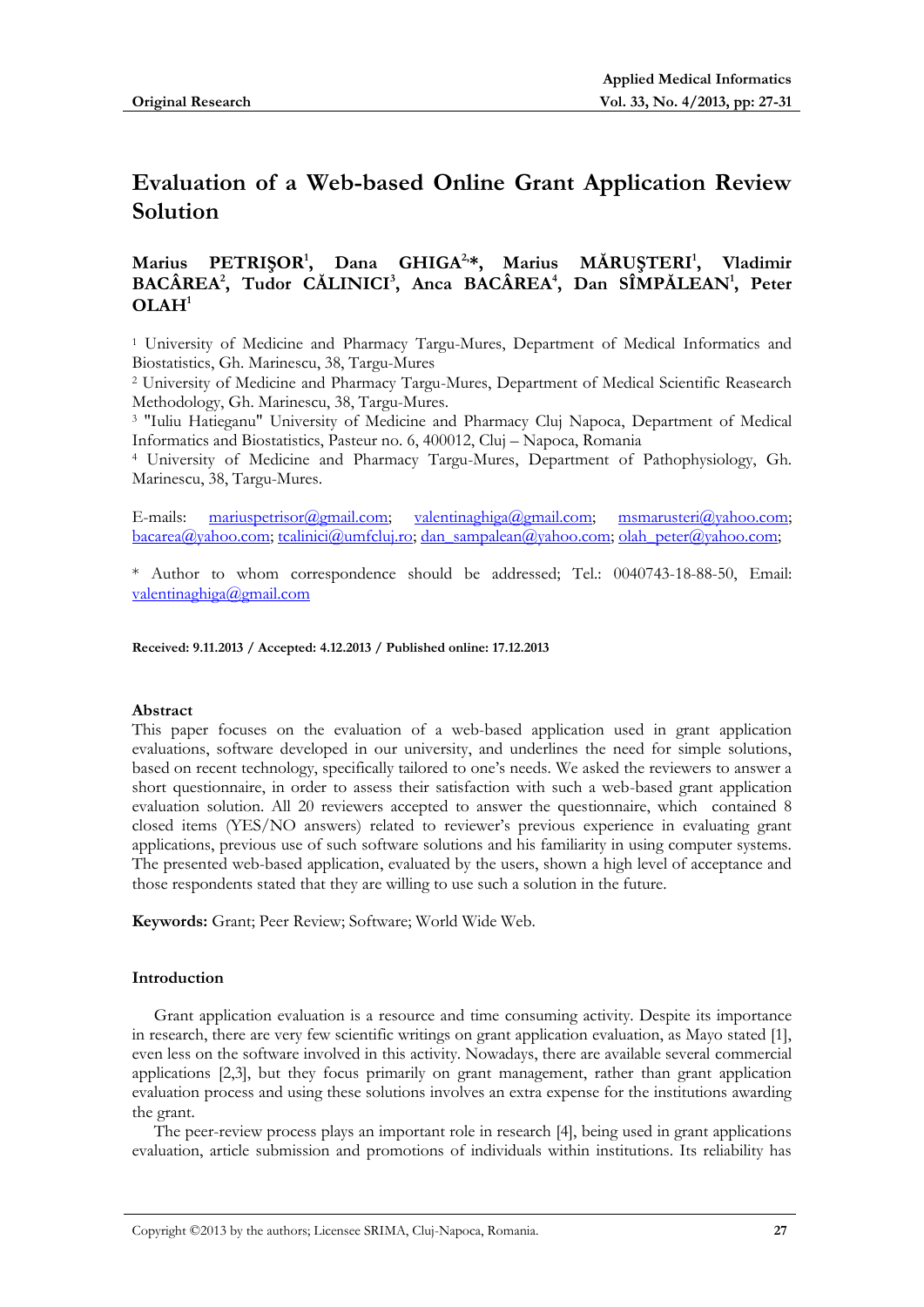Original Research

# Evaluation of a Web-based Online Grant Application Review Solution

**Marius PETRIŞOR[1], Dana GHIGA[2,*], Marius MĂRUŞTERI[1], Vladimir BACÂREA[2], Tudor CĂLINICI[3], Anca BACÂREA[4], Dan SÎMPĂLEAN[1], Peter OLAH[1]**

[1] University of Medicine and Pharmacy Targu-Mures, Department of Medical Informatics and Biostatistics, Gh. Marinescu, 38, Targu-Mures

[2] University of Medicine and Pharmacy Targu-Mures, Department of Medical Scientific Reasearch Methodology, Gh. Marinescu, 38, Targu-Mures.

[3] "Iuliu Hatieganu" University of Medicine and Pharmacy Cluj Napoca, Department of Medical Informatics and Biostatistics, Pasteur no. 6, 400012, Cluj – Napoca, Romania

[4] University of Medicine and Pharmacy Targu-Mures, Department of Pathophysiology, Gh. Marinescu, 38, Targu-Mures.

E-mails: mariuspetrisor@gmail.com; valentinaghiga@gmail.com; msmarusteri@yahoo.com; bacarea@yahoo.com; tcalinici@umfcluj.ro; dan_sampalean@yahoo.com; olah_peter@yahoo.com;

* Author to whom correspondence should be addressed; Tel.: 0040743-18-88-50, Email: valentinaghiga@gmail.com

**Received: 9.11.2013 / Accepted: 4.12.2013 / Published online: 17.12.2013**

## Abstract

This paper focuses on the evaluation of a web-based application used in grant application evaluations, software developed in our university, and underlines the need for simple solutions, based on recent technology, specifically tailored to one's needs. We asked the reviewers to answer a short questionnaire, in order to assess their satisfaction with such a web-based grant application evaluation solution. All 20 reviewers accepted to answer the questionnaire, which contained 8 closed items (YES/NO answers) related to reviewer's previous experience in evaluating grant applications, previous use of such software solutions and his familiarity in using computer systems. The presented web-based application, evaluated by the users, shown a high level of acceptance and those respondents stated that they are willing to use such a solution in the future.

**Keywords:** Grant; Peer Review; Software; World Wide Web.

## Introduction

Grant application evaluation is a resource and time consuming activity. Despite its importance in research, there are very few scientific writings on grant application evaluation, as Mayo stated [1], even less on the software involved in this activity. Nowadays, there are available several commercial applications [2,3], but they focus primarily on grant management, rather than grant application evaluation process and using these solutions involves an extra expense for the institutions awarding the grant.

The peer-review process plays an important role in research [4], being used in grant applications evaluation, article submission and promotions of individuals within institutions. Its reliability has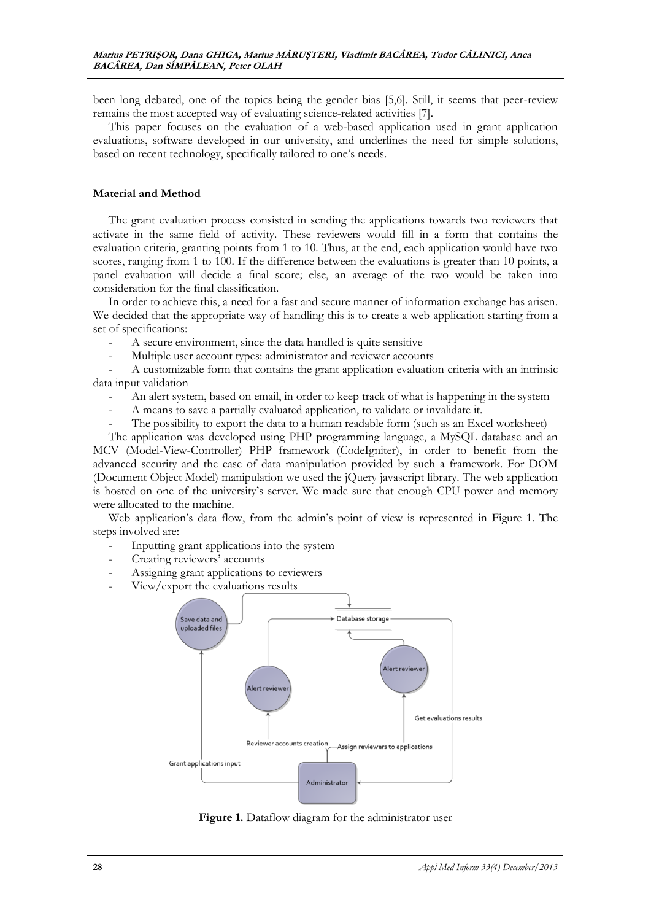been long debated, one of the topics being the gender bias [5,6]. Still, it seems that peer-review remains the most accepted way of evaluating science-related activities [7].

This paper focuses on the evaluation of a web-based application used in grant application evaluations, software developed in our university, and underlines the need for simple solutions, based on recent technology, specifically tailored to one's needs.

## Material and Method

The grant evaluation process consisted in sending the applications towards two reviewers that activate in the same field of activity. These reviewers would fill in a form that contains the evaluation criteria, granting points from 1 to 10. Thus, at the end, each application would have two scores, ranging from 1 to 100. If the difference between the evaluations is greater than 10 points, a panel evaluation will decide a final score; else, an average of the two would be taken into consideration for the final classification.

In order to achieve this, a need for a fast and secure manner of information exchange has arisen. We decided that the appropriate way of handling this is to create a web application starting from a set of specifications:

- A secure environment, since the data handled is quite sensitive
- Multiple user account types: administrator and reviewer accounts
- A customizable form that contains the grant application evaluation criteria with an intrinsic data input validation
- An alert system, based on email, in order to keep track of what is happening in the system
- A means to save a partially evaluated application, to validate or invalidate it.
- The possibility to export the data to a human readable form (such as an Excel worksheet)

The application was developed using PHP programming language, a MySQL database and an MCV (Model-View-Controller) PHP framework (CodeIgniter), in order to benefit from the advanced security and the ease of data manipulation provided by such a framework. For DOM (Document Object Model) manipulation we used the jQuery javascript library. The web application is hosted on one of the university's server. We made sure that enough CPU power and memory were allocated to the machine.

Web application's data flow, from the admin's point of view is represented in Figure 1. The steps involved are:

- Inputting grant applications into the system
- Creating reviewers' accounts
- Assigning grant applications to reviewers
- View/export the evaluations results

**Figure 1.** Dataflow diagram for the administrator user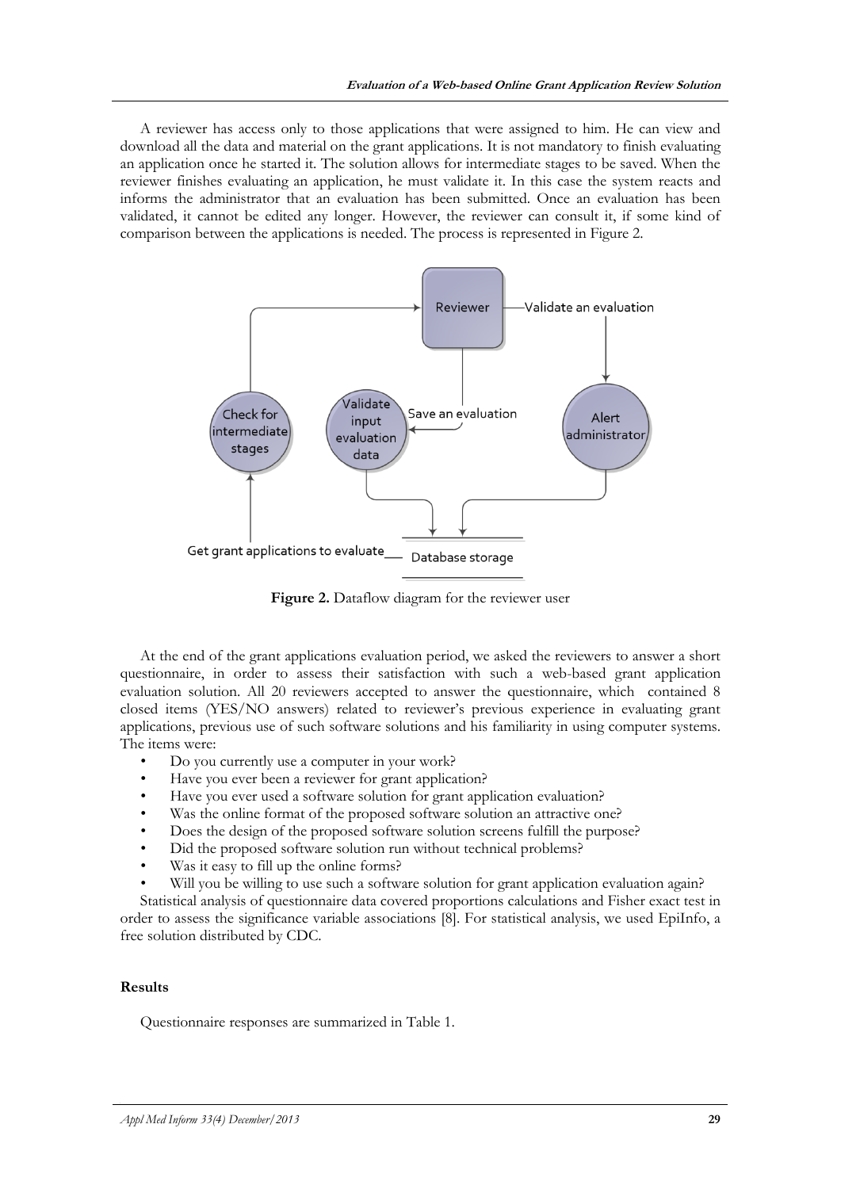A reviewer has access only to those applications that were assigned to him. He can view and download all the data and material on the grant applications. It is not mandatory to finish evaluating an application once he started it. The solution allows for intermediate stages to be saved. When the reviewer finishes evaluating an application, he must validate it. In this case the system reacts and informs the administrator that an evaluation has been submitted. Once an evaluation has been validated, it cannot be edited any longer. However, the reviewer can consult it, if some kind of comparison between the applications is needed. The process is represented in Figure 2.

**Figure 2.** Dataflow diagram for the reviewer user

At the end of the grant applications evaluation period, we asked the reviewers to answer a short questionnaire, in order to assess their satisfaction with such a web-based grant application evaluation solution. All 20 reviewers accepted to answer the questionnaire, which contained 8 closed items (YES/NO answers) related to reviewer's previous experience in evaluating grant applications, previous use of such software solutions and his familiarity in using computer systems. The items were:

- Do you currently use a computer in your work?
- Have you ever been a reviewer for grant application?
- Have you ever used a software solution for grant application evaluation?
- Was the online format of the proposed software solution an attractive one?
- Does the design of the proposed software solution screens fulfill the purpose?
- Did the proposed software solution run without technical problems?
- Was it easy to fill up the online forms?
- Will you be willing to use such a software solution for grant application evaluation again?

Statistical analysis of questionnaire data covered proportions calculations and Fisher exact test in order to assess the significance variable associations [8]. For statistical analysis, we used EpiInfo, a free solution distributed by CDC.

## Results

Questionnaire responses are summarized in Table 1.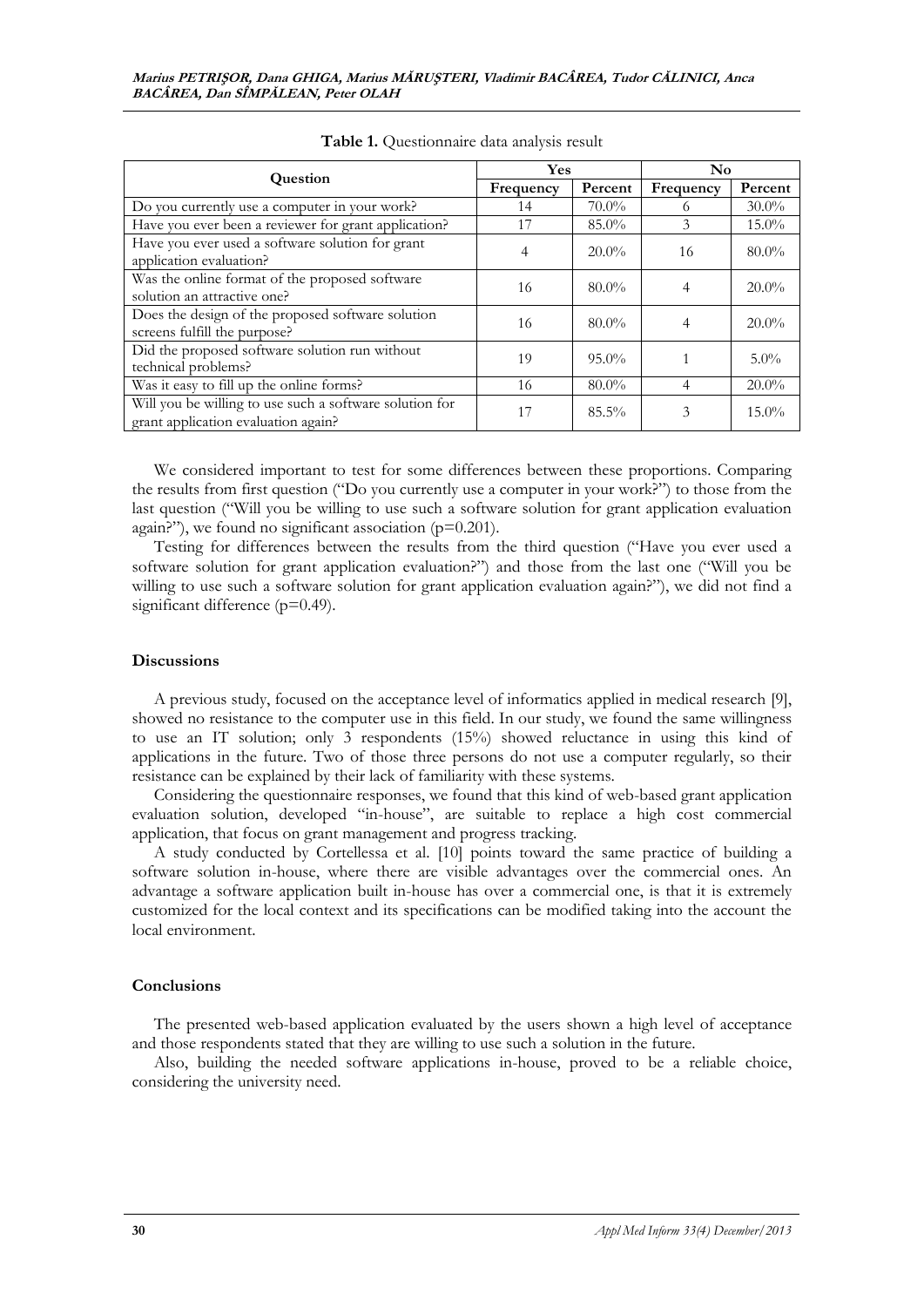**Table 1.** Questionnaire data analysis result

| Question | Yes | | No | |
|---|---|---|---|---|
| | Frequency | Percent | Frequency | Percent |
| Do you currently use a computer in your work? | 14 | 70.0% | 6 | 30.0% |
| Have you ever been a reviewer for grant application? | 17 | 85.0% | 3 | 15.0% |
| Have you ever used a software solution for grant application evaluation? | 4 | 20.0% | 16 | 80.0% |
| Was the online format of the proposed software solution an attractive one? | 16 | 80.0% | 4 | 20.0% |
| Does the design of the proposed software solution screens fulfill the purpose? | 16 | 80.0% | 4 | 20.0% |
| Did the proposed software solution run without technical problems? | 19 | 95.0% | 1 | 5.0% |
| Was it easy to fill up the online forms? | 16 | 80.0% | 4 | 20.0% |
| Will you be willing to use such a software solution for grant application evaluation again? | 17 | 85.5% | 3 | 15.0% |

We considered important to test for some differences between these proportions. Comparing the results from first question ("Do you currently use a computer in your work?") to those from the last question ("Will you be willing to use such a software solution for grant application evaluation again?"), we found no significant association ($p=0.201$).

Testing for differences between the results from the third question ("Have you ever used a software solution for grant application evaluation?") and those from the last one ("Will you be willing to use such a software solution for grant application evaluation again?"), we did not find a significant difference ($p=0.49$).

## Discussions

A previous study, focused on the acceptance level of informatics applied in medical research [9], showed no resistance to the computer use in this field. In our study, we found the same willingness to use an IT solution; only 3 respondents (15%) showed reluctance in using this kind of applications in the future. Two of those three persons do not use a computer regularly, so their resistance can be explained by their lack of familiarity with these systems.

Considering the questionnaire responses, we found that this kind of web-based grant application evaluation solution, developed "in-house", are suitable to replace a high cost commercial application, that focus on grant management and progress tracking.

A study conducted by Cortellessa et al. [10] points toward the same practice of building a software solution in-house, where there are visible advantages over the commercial ones. An advantage a software application built in-house has over a commercial one, is that it is extremely customized for the local context and its specifications can be modified taking into the account the local environment.

## Conclusions

The presented web-based application evaluated by the users shown a high level of acceptance and those respondents stated that they are willing to use such a solution in the future.

Also, building the needed software applications in-house, proved to be a reliable choice, considering the university need.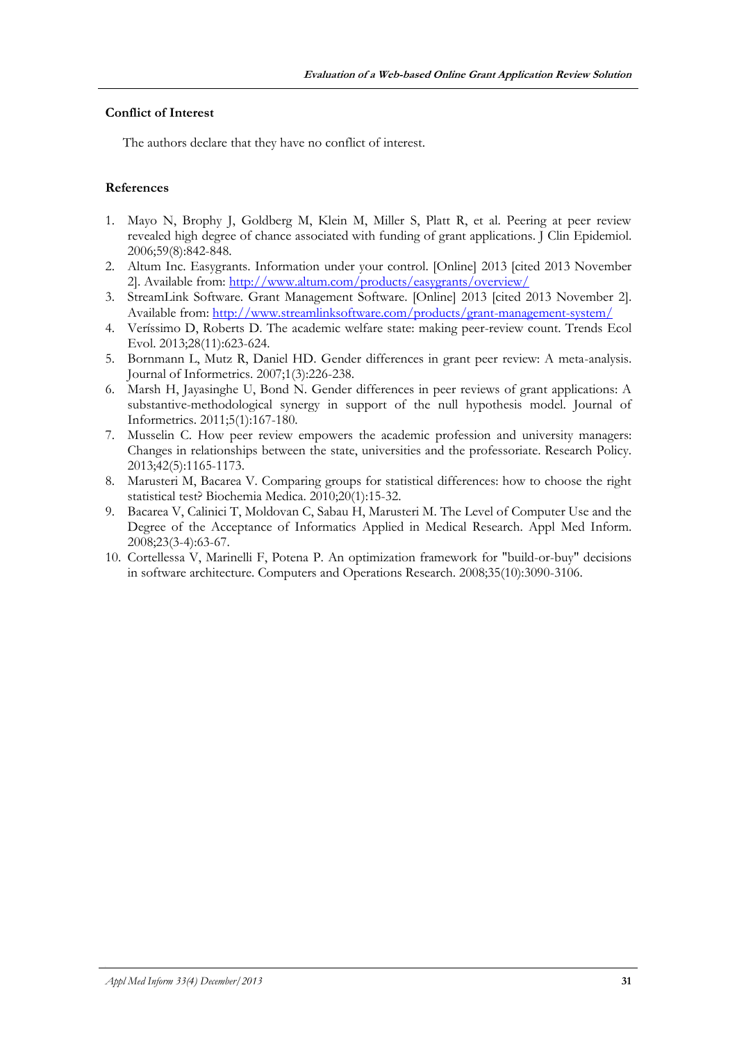## Conflict of Interest

The authors declare that they have no conflict of interest.

## References

1. Mayo N, Brophy J, Goldberg M, Klein M, Miller S, Platt R, et al. Peering at peer review revealed high degree of chance associated with funding of grant applications. J Clin Epidemiol. 2006;59(8):842-848.
2. Altum Inc. Easygrants. Information under your control. [Online] 2013 [cited 2013 November 2]. Available from: http://www.altum.com/products/easygrants/overview/
3. StreamLink Software. Grant Management Software. [Online] 2013 [cited 2013 November 2]. Available from: http://www.streamlinksoftware.com/products/grant-management-system/
4. Veríssimo D, Roberts D. The academic welfare state: making peer-review count. Trends Ecol Evol. 2013;28(11):623-624.
5. Bornmann L, Mutz R, Daniel HD. Gender differences in grant peer review: A meta-analysis. Journal of Informetrics. 2007;1(3):226-238.
6. Marsh H, Jayasinghe U, Bond N. Gender differences in peer reviews of grant applications: A substantive-methodological synergy in support of the null hypothesis model. Journal of Informetrics. 2011;5(1):167-180.
7. Musselin C. How peer review empowers the academic profession and university managers: Changes in relationships between the state, universities and the professoriate. Research Policy. 2013;42(5):1165-1173.
8. Marusteri M, Bacarea V. Comparing groups for statistical differences: how to choose the right statistical test? Biochemia Medica. 2010;20(1):15-32.
9. Bacarea V, Calinici T, Moldovan C, Sabau H, Marusteri M. The Level of Computer Use and the Degree of the Acceptance of Informatics Applied in Medical Research. Appl Med Inform. 2008;23(3-4):63-67.
10. Cortellessa V, Marinelli F, Potena P. An optimization framework for "build-or-buy" decisions in software architecture. Computers and Operations Research. 2008;35(10):3090-3106.